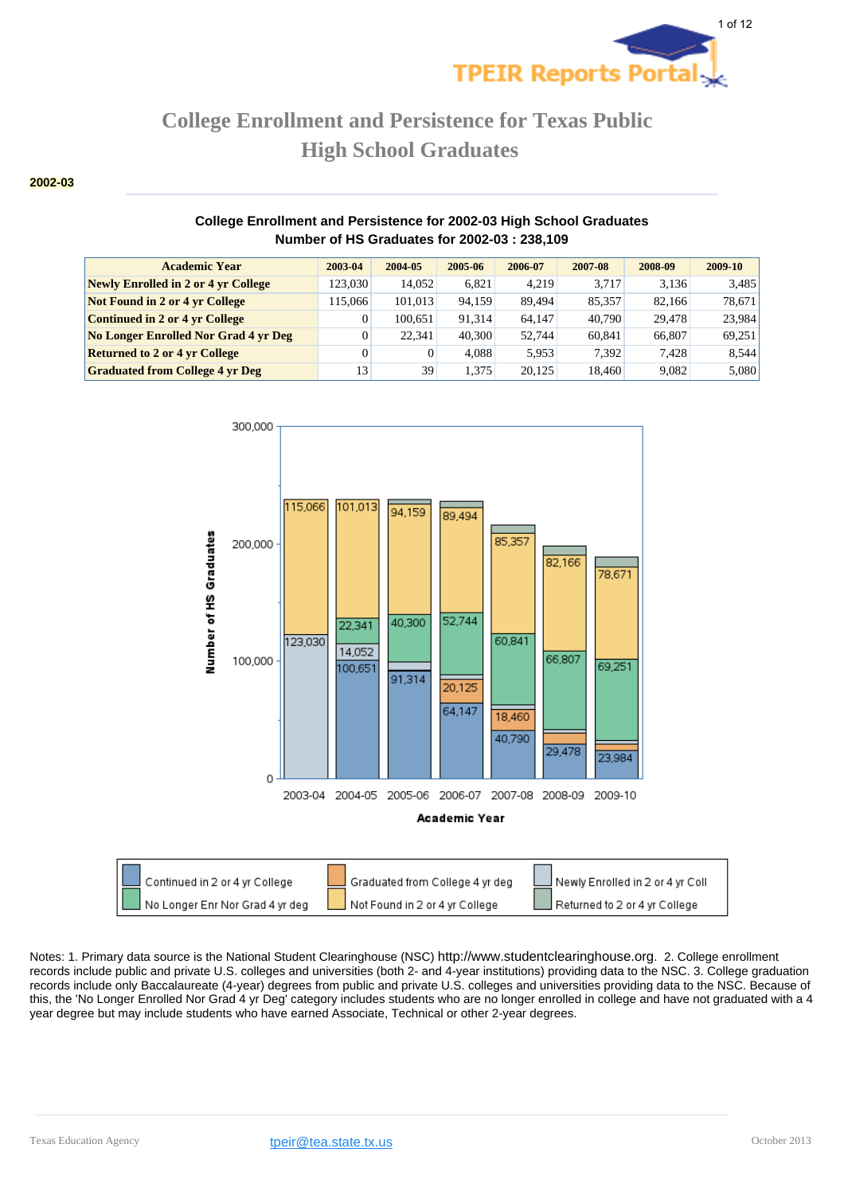# College Enrollment and Persistence for Texas Public High School Graduates

**2002-03**

### College Enrollment and Persistence for 2002-03 High School Graduates
### Number of HS Graduates for 2002-03 : 238,109

| Academic Year | 2003-04 | 2004-05 | 2005-06 | 2006-07 | 2007-08 | 2008-09 | 2009-10 |
|---|---|---|---|---|---|---|---|
| Newly Enrolled in 2 or 4 yr College | 123,030 | 14,052 | 6,821 | 4,219 | 3,717 | 3,136 | 3,485 |
| Not Found in 2 or 4 yr College | 115,066 | 101,013 | 94,159 | 89,494 | 85,357 | 82,166 | 78,671 |
| Continued in 2 or 4 yr College | 0 | 100,651 | 91,314 | 64,147 | 40,790 | 29,478 | 23,984 |
| No Longer Enrolled Nor Grad 4 yr Deg | 0 | 22,341 | 40,300 | 52,744 | 60,841 | 66,807 | 69,251 |
| Returned to 2 or 4 yr College | 0 | 0 | 4,088 | 5,953 | 7,392 | 7,428 | 8,544 |
| Graduated from College 4 yr Deg | 13 | 39 | 1,375 | 20,125 | 18,460 | 9,082 | 5,080 |

Notes: 1. Primary data source is the National Student Clearinghouse (NSC) http://www.studentclearinghouse.org. 2. College enrollment records include public and private U.S. colleges and universities (both 2- and 4-year institutions) providing data to the NSC. 3. College graduation records include only Baccalaureate (4-year) degrees from public and private U.S. colleges and universities providing data to the NSC. Because of this, the 'No Longer Enrolled Nor Grad 4 yr Deg' category includes students who are no longer enrolled in college and have not graduated with a 4 year degree but may include students who have earned Associate, Technical or other 2-year degrees.

Texas Education Agency | tpeir@tea.state.tx.us | October 2013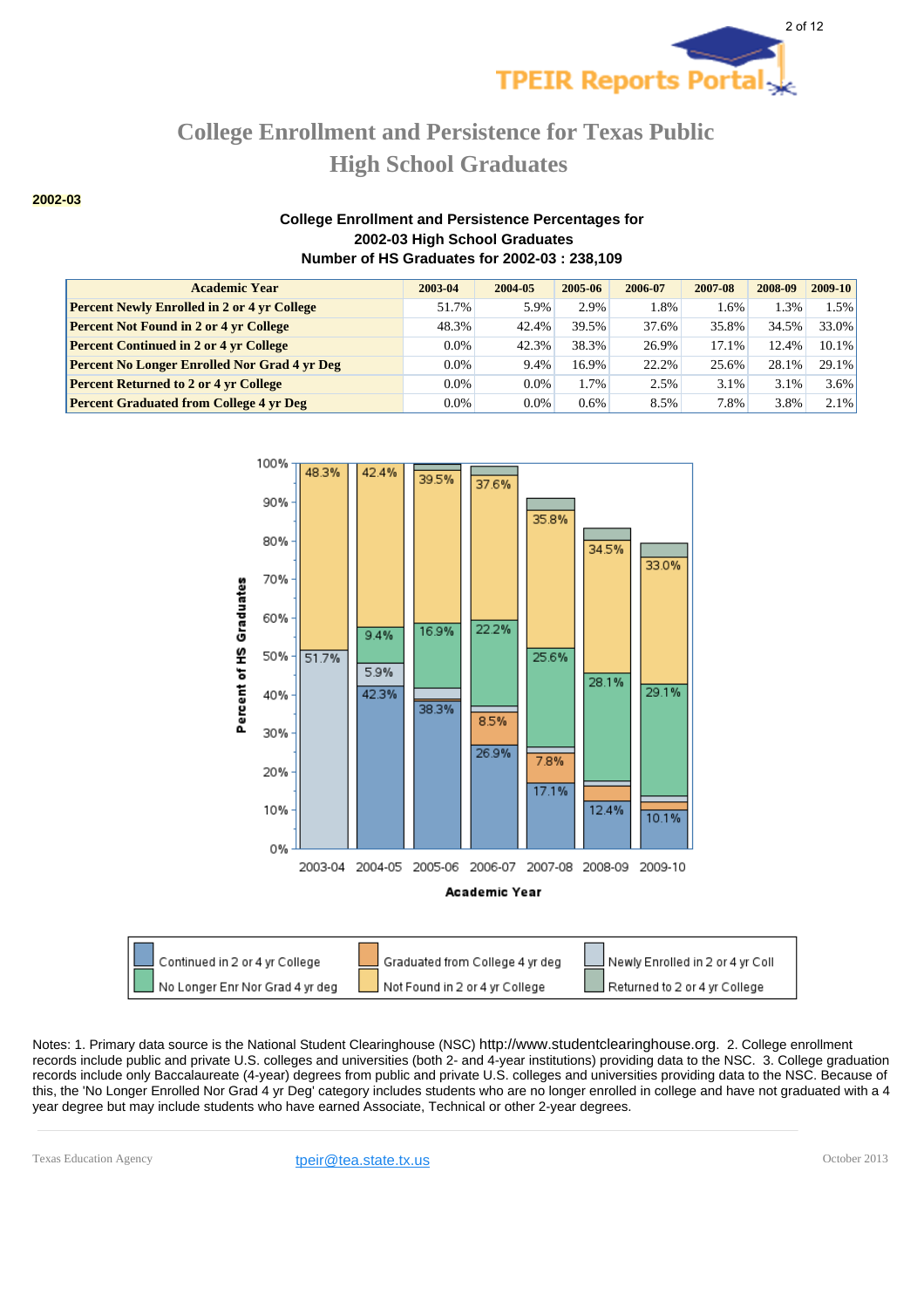# College Enrollment and Persistence for Texas Public High School Graduates

**2002-03**

**College Enrollment and Persistence Percentages for 2002-03 High School Graduates**
**Number of HS Graduates for 2002-03 : 238,109**

| Academic Year | 2003-04 | 2004-05 | 2005-06 | 2006-07 | 2007-08 | 2008-09 | 2009-10 |
|---|---|---|---|---|---|---|---|
| Percent Newly Enrolled in 2 or 4 yr College | 51.7% | 5.9% | 2.9% | 1.8% | 1.6% | 1.3% | 1.5% |
| Percent Not Found in 2 or 4 yr College | 48.3% | 42.4% | 39.5% | 37.6% | 35.8% | 34.5% | 33.0% |
| Percent Continued in 2 or 4 yr College | 0.0% | 42.3% | 38.3% | 26.9% | 17.1% | 12.4% | 10.1% |
| Percent No Longer Enrolled Nor Grad 4 yr Deg | 0.0% | 9.4% | 16.9% | 22.2% | 25.6% | 28.1% | 29.1% |
| Percent Returned to 2 or 4 yr College | 0.0% | 0.0% | 1.7% | 2.5% | 3.1% | 3.1% | 3.6% |
| Percent Graduated from College 4 yr Deg | 0.0% | 0.0% | 0.6% | 8.5% | 7.8% | 3.8% | 2.1% |

Notes: 1. Primary data source is the National Student Clearinghouse (NSC) http://www.studentclearinghouse.org. 2. College enrollment records include public and private U.S. colleges and universities (both 2- and 4-year institutions) providing data to the NSC. 3. College graduation records include only Baccalaureate (4-year) degrees from public and private U.S. colleges and universities providing data to the NSC. Because of this, the 'No Longer Enrolled Nor Grad 4 yr Deg' category includes students who are no longer enrolled in college and have not graduated with a 4 year degree but may include students who have earned Associate, Technical or other 2-year degrees.

Texas Education Agency | tpeir@tea.state.tx.us | October 2013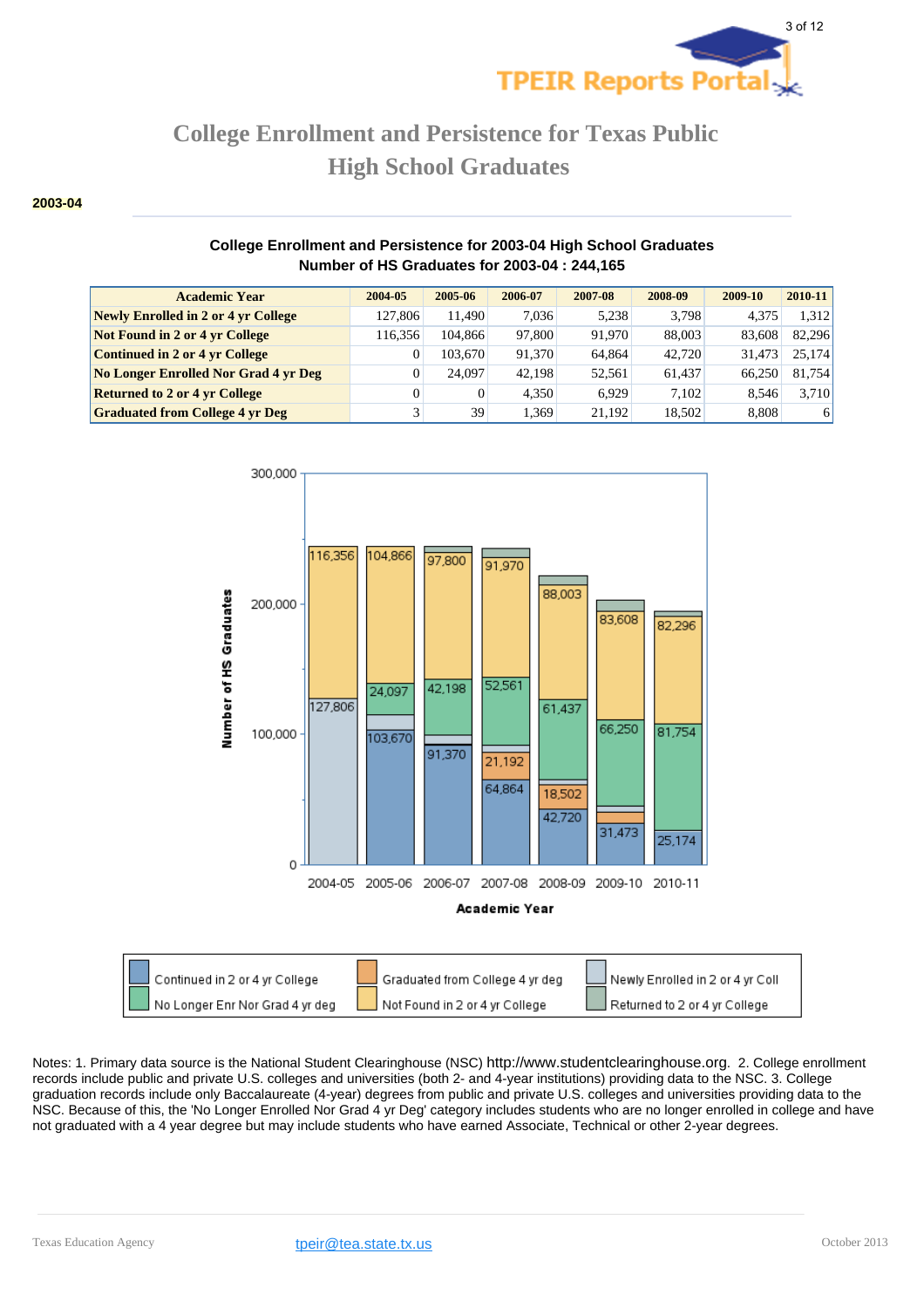# College Enrollment and Persistence for Texas Public High School Graduates

**2003-04**

### College Enrollment and Persistence for 2003-04 High School Graduates
### Number of HS Graduates for 2003-04 : 244,165

| Academic Year | 2004-05 | 2005-06 | 2006-07 | 2007-08 | 2008-09 | 2009-10 | 2010-11 |
|---|---|---|---|---|---|---|---|
| **Newly Enrolled in 2 or 4 yr College** | 127,806 | 11,490 | 7,036 | 5,238 | 3,798 | 4,375 | 1,312 |
| **Not Found in 2 or 4 yr College** | 116,356 | 104,866 | 97,800 | 91,970 | 88,003 | 83,608 | 82,296 |
| **Continued in 2 or 4 yr College** | 0 | 103,670 | 91,370 | 64,864 | 42,720 | 31,473 | 25,174 |
| **No Longer Enrolled Nor Grad 4 yr Deg** | 0 | 24,097 | 42,198 | 52,561 | 61,437 | 66,250 | 81,754 |
| **Returned to 2 or 4 yr College** | 0 | 0 | 4,350 | 6,929 | 7,102 | 8,546 | 3,710 |
| **Graduated from College 4 yr Deg** | 3 | 39 | 1,369 | 21,192 | 18,502 | 8,808 | 6 |

Notes: 1. Primary data source is the National Student Clearinghouse (NSC) http://www.studentclearinghouse.org. 2. College enrollment records include public and private U.S. colleges and universities (both 2- and 4-year institutions) providing data to the NSC. 3. College graduation records include only Baccalaureate (4-year) degrees from public and private U.S. colleges and universities providing data to the NSC. Because of this, the 'No Longer Enrolled Nor Grad 4 yr Deg' category includes students who are no longer enrolled in college and have not graduated with a 4 year degree but may include students who have earned Associate, Technical or other 2-year degrees.

Texas Education Agency | tpeir@tea.state.tx.us | October 2013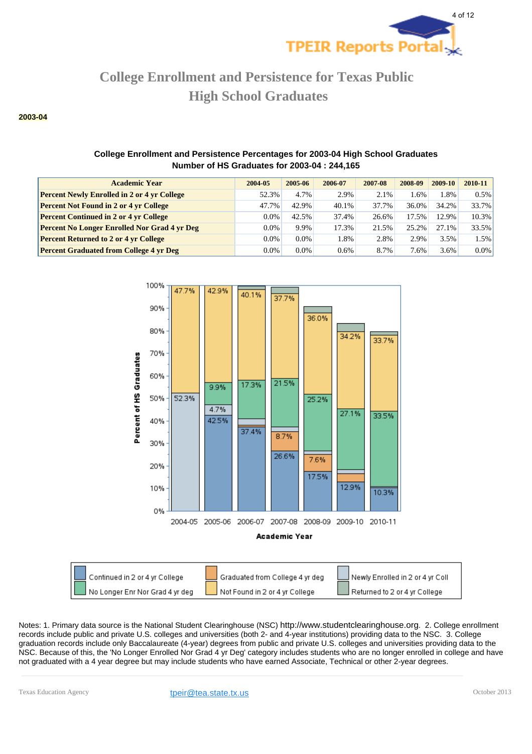# College Enrollment and Persistence for Texas Public High School Graduates

**2003-04**

### College Enrollment and Persistence Percentages for 2003-04 High School Graduates
### Number of HS Graduates for 2003-04 : 244,165

| Academic Year | 2004-05 | 2005-06 | 2006-07 | 2007-08 | 2008-09 | 2009-10 | 2010-11 |
|---|---|---|---|---|---|---|---|
| **Percent Newly Enrolled in 2 or 4 yr College** | 52.3% | 4.7% | 2.9% | 2.1% | 1.6% | 1.8% | 0.5% |
| **Percent Not Found in 2 or 4 yr College** | 47.7% | 42.9% | 40.1% | 37.7% | 36.0% | 34.2% | 33.7% |
| **Percent Continued in 2 or 4 yr College** | 0.0% | 42.5% | 37.4% | 26.6% | 17.5% | 12.9% | 10.3% |
| **Percent No Longer Enrolled Nor Grad 4 yr Deg** | 0.0% | 9.9% | 17.3% | 21.5% | 25.2% | 27.1% | 33.5% |
| **Percent Returned to 2 or 4 yr College** | 0.0% | 0.0% | 1.8% | 2.8% | 2.9% | 3.5% | 1.5% |
| **Percent Graduated from College 4 yr Deg** | 0.0% | 0.0% | 0.6% | 8.7% | 7.6% | 3.6% | 0.0% |

Notes: 1. Primary data source is the National Student Clearinghouse (NSC) http://www.studentclearinghouse.org. 2. College enrollment records include public and private U.S. colleges and universities (both 2- and 4-year institutions) providing data to the NSC. 3. College graduation records include only Baccalaureate (4-year) degrees from public and private U.S. colleges and universities providing data to the NSC. Because of this, the 'No Longer Enrolled Nor Grad 4 yr Deg' category includes students who are no longer enrolled in college and have not graduated with a 4 year degree but may include students who have earned Associate, Technical or other 2-year degrees.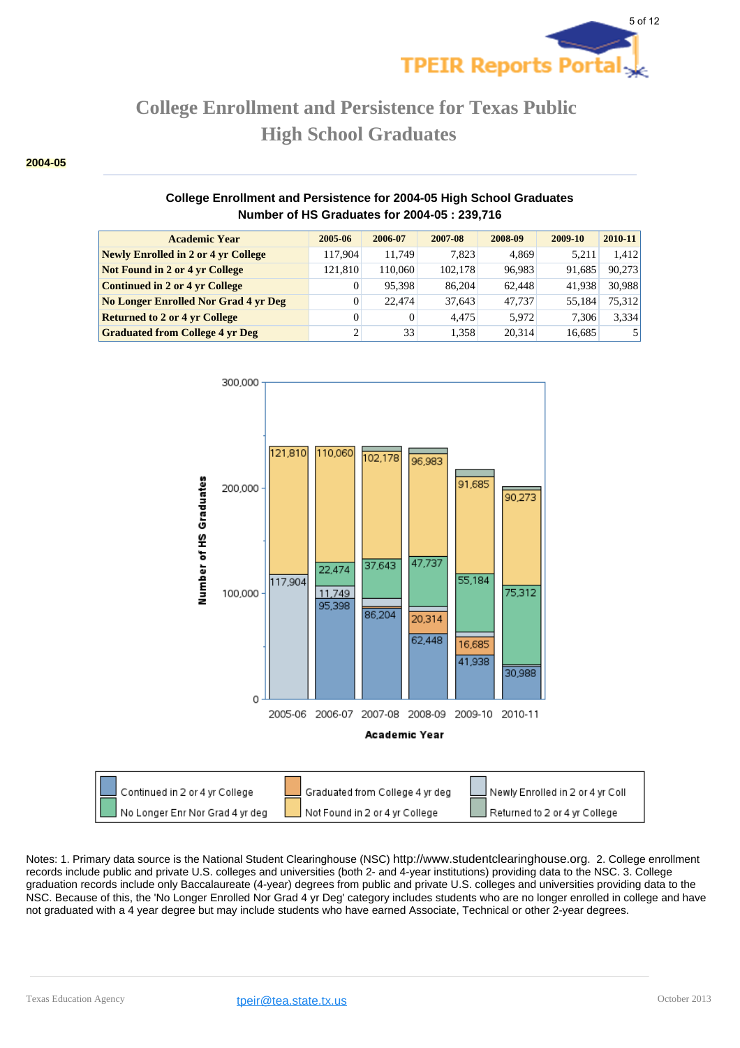# College Enrollment and Persistence for Texas Public High School Graduates

**2004-05**

### College Enrollment and Persistence for 2004-05 High School Graduates
### Number of HS Graduates for 2004-05 : 239,716

| Academic Year | 2005-06 | 2006-07 | 2007-08 | 2008-09 | 2009-10 | 2010-11 |
|---|---|---|---|---|---|---|
| **Newly Enrolled in 2 or 4 yr College** | 117,904 | 11,749 | 7,823 | 4,869 | 5,211 | 1,412 |
| **Not Found in 2 or 4 yr College** | 121,810 | 110,060 | 102,178 | 96,983 | 91,685 | 90,273 |
| **Continued in 2 or 4 yr College** | 0 | 95,398 | 86,204 | 62,448 | 41,938 | 30,988 |
| **No Longer Enrolled Nor Grad 4 yr Deg** | 0 | 22,474 | 37,643 | 47,737 | 55,184 | 75,312 |
| **Returned to 2 or 4 yr College** | 0 | 0 | 4,475 | 5,972 | 7,306 | 3,334 |
| **Graduated from College 4 yr Deg** | 2 | 33 | 1,358 | 20,314 | 16,685 | 5 |

Notes: 1. Primary data source is the National Student Clearinghouse (NSC) http://www.studentclearinghouse.org. 2. College enrollment records include public and private U.S. colleges and universities (both 2- and 4-year institutions) providing data to the NSC. 3. College graduation records include only Baccalaureate (4-year) degrees from public and private U.S. colleges and universities providing data to the NSC. Because of this, the 'No Longer Enrolled Nor Grad 4 yr Deg' category includes students who are no longer enrolled in college and have not graduated with a 4 year degree but may include students who have earned Associate, Technical or other 2-year degrees.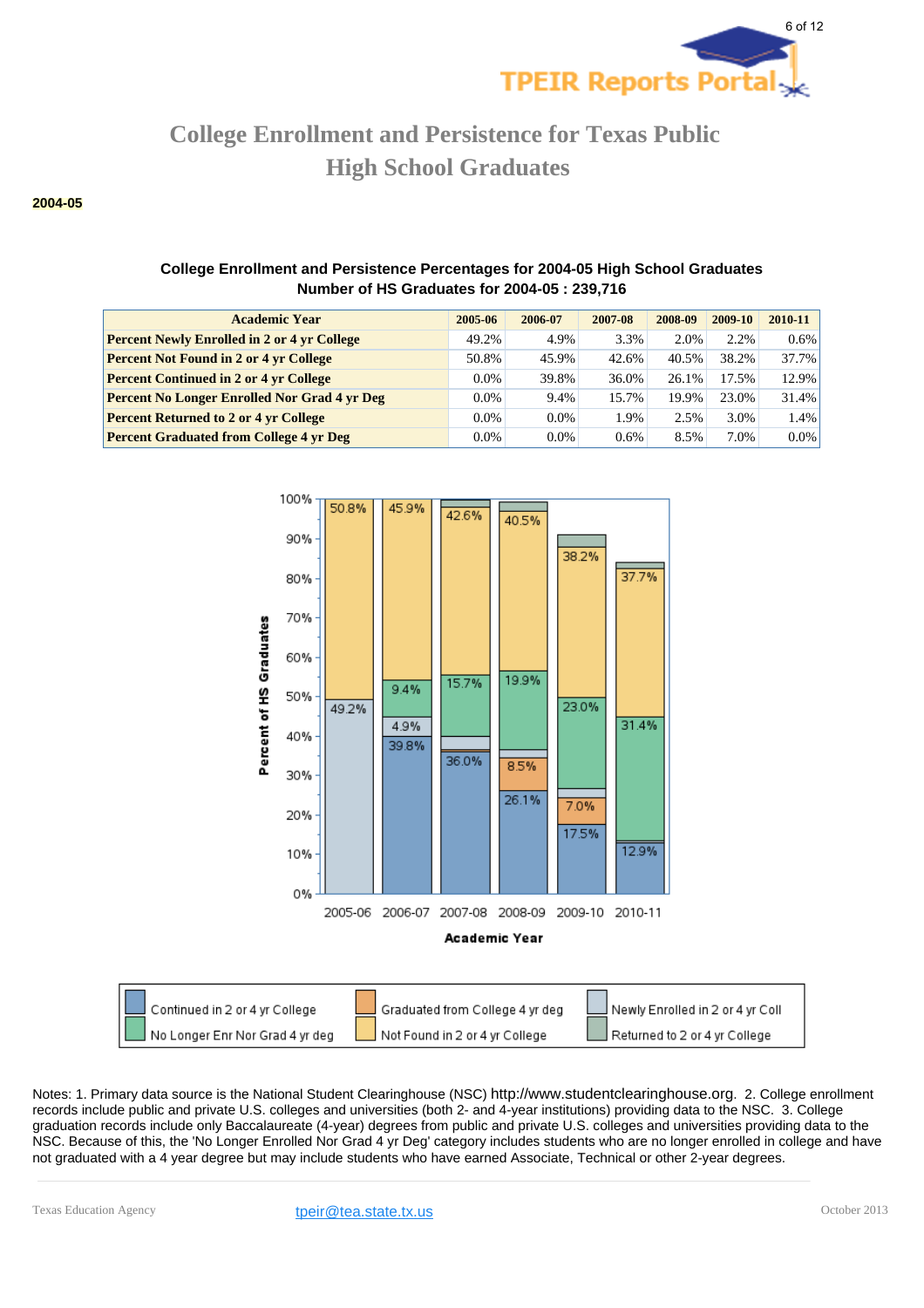# College Enrollment and Persistence for Texas Public High School Graduates

**2004-05**

**College Enrollment and Persistence Percentages for 2004-05 High School Graduates**
**Number of HS Graduates for 2004-05 : 239,716**

| Academic Year | 2005-06 | 2006-07 | 2007-08 | 2008-09 | 2009-10 | 2010-11 |
|---|---|---|---|---|---|---|
| **Percent Newly Enrolled in 2 or 4 yr College** | 49.2% | 4.9% | 3.3% | 2.0% | 2.2% | 0.6% |
| **Percent Not Found in 2 or 4 yr College** | 50.8% | 45.9% | 42.6% | 40.5% | 38.2% | 37.7% |
| **Percent Continued in 2 or 4 yr College** | 0.0% | 39.8% | 36.0% | 26.1% | 17.5% | 12.9% |
| **Percent No Longer Enrolled Nor Grad 4 yr Deg** | 0.0% | 9.4% | 15.7% | 19.9% | 23.0% | 31.4% |
| **Percent Returned to 2 or 4 yr College** | 0.0% | 0.0% | 1.9% | 2.5% | 3.0% | 1.4% |
| **Percent Graduated from College 4 yr Deg** | 0.0% | 0.0% | 0.6% | 8.5% | 7.0% | 0.0% |

Notes: 1. Primary data source is the National Student Clearinghouse (NSC) http://www.studentclearinghouse.org. 2. College enrollment records include public and private U.S. colleges and universities (both 2- and 4-year institutions) providing data to the NSC. 3. College graduation records include only Baccalaureate (4-year) degrees from public and private U.S. colleges and universities providing data to the NSC. Because of this, the 'No Longer Enrolled Nor Grad 4 yr Deg' category includes students who are no longer enrolled in college and have not graduated with a 4 year degree but may include students who have earned Associate, Technical or other 2-year degrees.

Texas Education Agency tpeir@tea.state.tx.us October 2013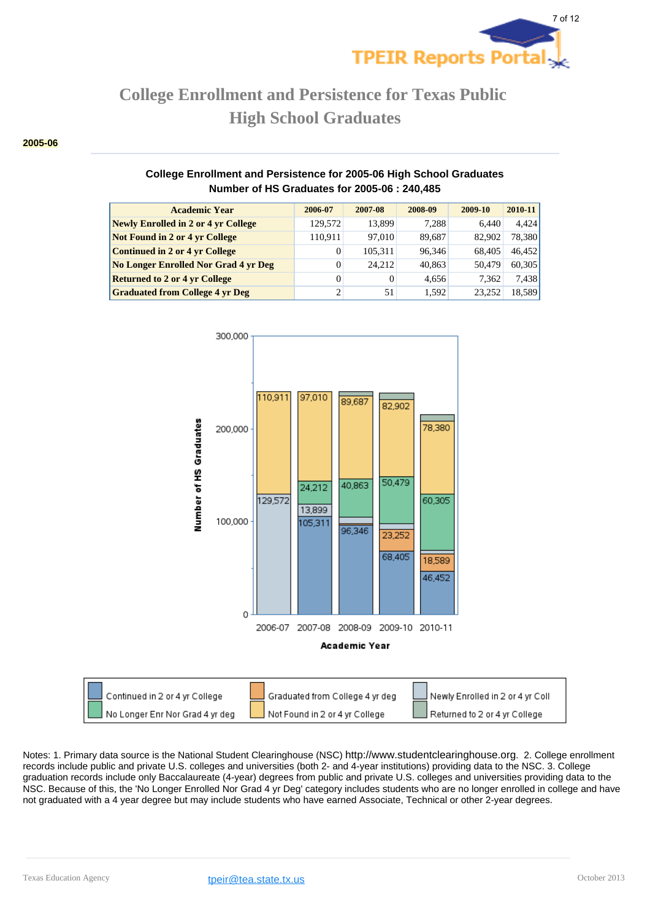# College Enrollment and Persistence for Texas Public High School Graduates

**2005-06**

**College Enrollment and Persistence for 2005-06 High School Graduates**
**Number of HS Graduates for 2005-06 : 240,485**

| Academic Year | 2006-07 | 2007-08 | 2008-09 | 2009-10 | 2010-11 |
|---|---|---|---|---|---|
| Newly Enrolled in 2 or 4 yr College | 129,572 | 13,899 | 7,288 | 6,440 | 4,424 |
| Not Found in 2 or 4 yr College | 110,911 | 97,010 | 89,687 | 82,902 | 78,380 |
| Continued in 2 or 4 yr College | 0 | 105,311 | 96,346 | 68,405 | 46,452 |
| No Longer Enrolled Nor Grad 4 yr Deg | 0 | 24,212 | 40,863 | 50,479 | 60,305 |
| Returned to 2 or 4 yr College | 0 | 0 | 4,656 | 7,362 | 7,438 |
| Graduated from College 4 yr Deg | 2 | 51 | 1,592 | 23,252 | 18,589 |

Notes: 1. Primary data source is the National Student Clearinghouse (NSC) http://www.studentclearinghouse.org. 2. College enrollment records include public and private U.S. colleges and universities (both 2- and 4-year institutions) providing data to the NSC. 3. College graduation records include only Baccalaureate (4-year) degrees from public and private U.S. colleges and universities providing data to the NSC. Because of this, the 'No Longer Enrolled Nor Grad 4 yr Deg' category includes students who are no longer enrolled in college and have not graduated with a 4 year degree but may include students who have earned Associate, Technical or other 2-year degrees.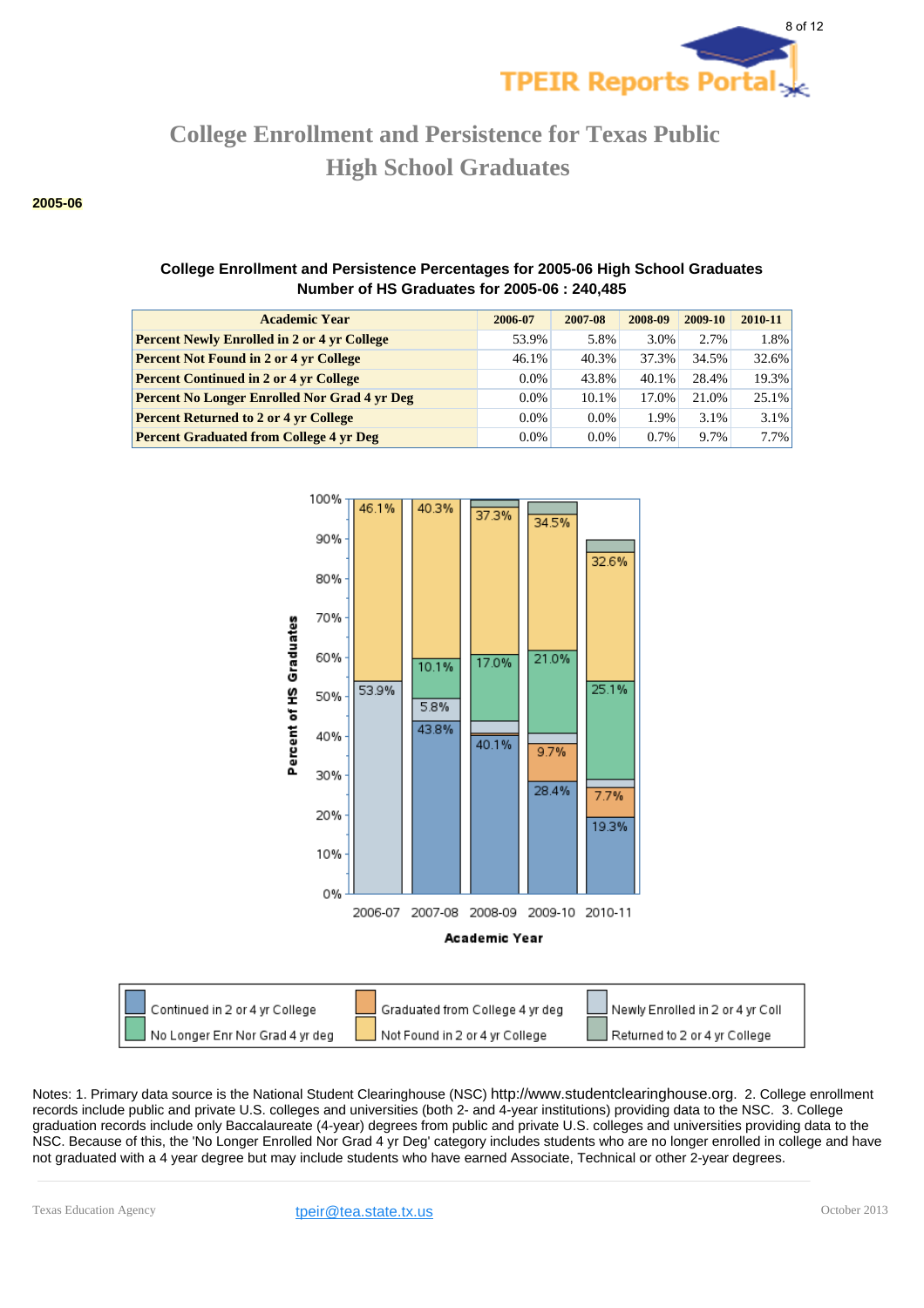# College Enrollment and Persistence for Texas Public High School Graduates

**2005-06**

**College Enrollment and Persistence Percentages for 2005-06 High School Graduates**
**Number of HS Graduates for 2005-06 : 240,485**

| Academic Year | 2006-07 | 2007-08 | 2008-09 | 2009-10 | 2010-11 |
|---|---|---|---|---|---|
| **Percent Newly Enrolled in 2 or 4 yr College** | 53.9% | 5.8% | 3.0% | 2.7% | 1.8% |
| **Percent Not Found in 2 or 4 yr College** | 46.1% | 40.3% | 37.3% | 34.5% | 32.6% |
| **Percent Continued in 2 or 4 yr College** | 0.0% | 43.8% | 40.1% | 28.4% | 19.3% |
| **Percent No Longer Enrolled Nor Grad 4 yr Deg** | 0.0% | 10.1% | 17.0% | 21.0% | 25.1% |
| **Percent Returned to 2 or 4 yr College** | 0.0% | 0.0% | 1.9% | 3.1% | 3.1% |
| **Percent Graduated from College 4 yr Deg** | 0.0% | 0.0% | 0.7% | 9.7% | 7.7% |

Notes: 1. Primary data source is the National Student Clearinghouse (NSC) http://www.studentclearinghouse.org. 2. College enrollment records include public and private U.S. colleges and universities (both 2- and 4-year institutions) providing data to the NSC. 3. College graduation records include only Baccalaureate (4-year) degrees from public and private U.S. colleges and universities providing data to the NSC. Because of this, the 'No Longer Enrolled Nor Grad 4 yr Deg' category includes students who are no longer enrolled in college and have not graduated with a 4 year degree but may include students who have earned Associate, Technical or other 2-year degrees.

Texas Education Agency    tpeir@tea.state.tx.us    October 2013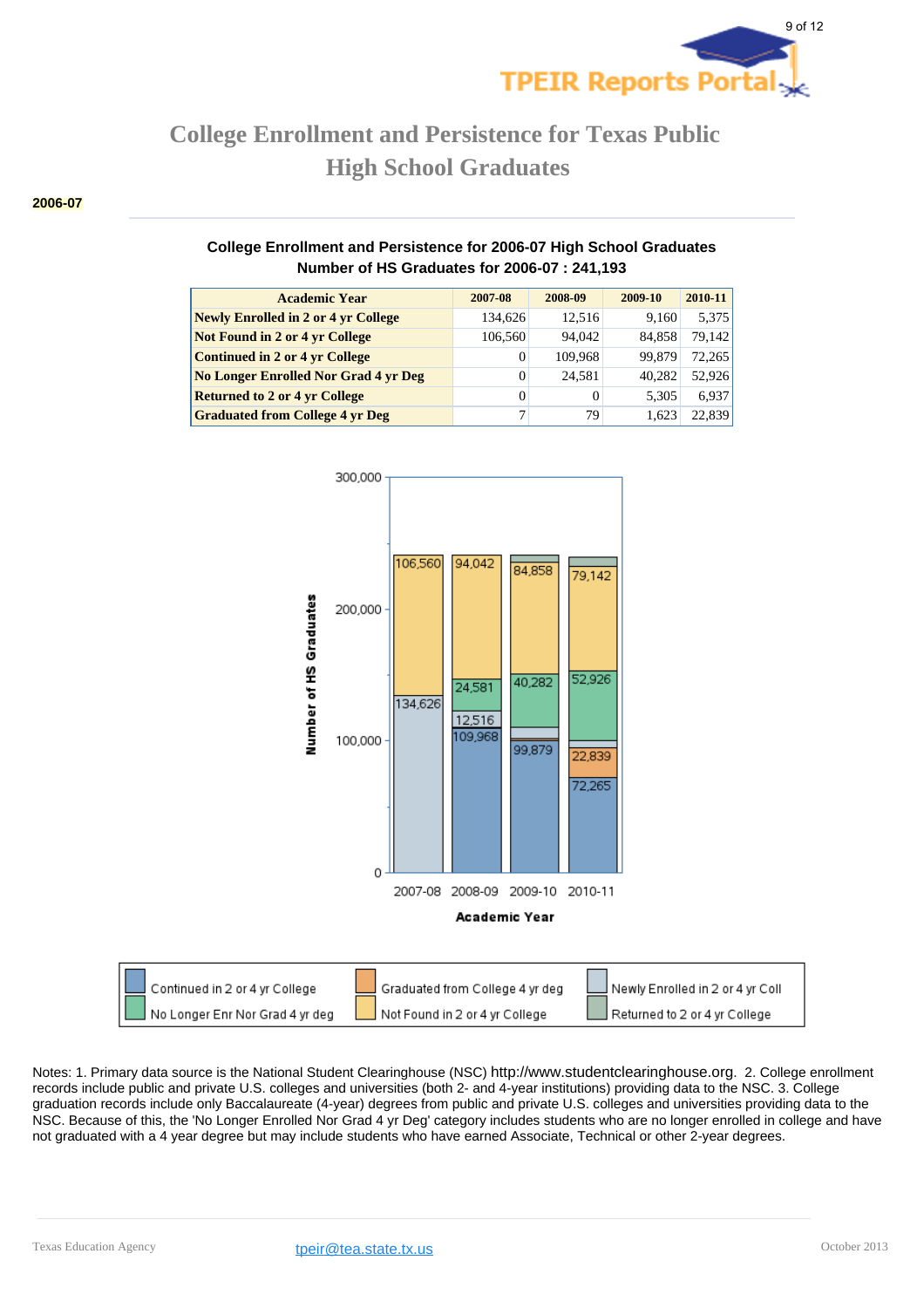# College Enrollment and Persistence for Texas Public High School Graduates

**2006-07**

**College Enrollment and Persistence for 2006-07 High School Graduates**
**Number of HS Graduates for 2006-07 : 241,193**

| Academic Year | 2007-08 | 2008-09 | 2009-10 | 2010-11 |
|---|---|---|---|---|
| **Newly Enrolled in 2 or 4 yr College** | 134,626 | 12,516 | 9,160 | 5,375 |
| **Not Found in 2 or 4 yr College** | 106,560 | 94,042 | 84,858 | 79,142 |
| **Continued in 2 or 4 yr College** | 0 | 109,968 | 99,879 | 72,265 |
| **No Longer Enrolled Nor Grad 4 yr Deg** | 0 | 24,581 | 40,282 | 52,926 |
| **Returned to 2 or 4 yr College** | 0 | 0 | 5,305 | 6,937 |
| **Graduated from College 4 yr Deg** | 7 | 79 | 1,623 | 22,839 |

Number of HS Graduates

300,000
200,000
100,000
0

| | 2007-08 | 2008-09 | 2009-10 | 2010-11 |
|---|---|---|---|---|
| Not Found in 2 or 4 yr College | 106,560 | 94,042 | 84,858 | 79,142 |
| No Longer Enr Nor Grad 4 yr deg | | 24,581 | 40,282 | 52,926 |
| Newly Enrolled in 2 or 4 yr Coll | 134,626 | 12,516 | | |
| Continued in 2 or 4 yr College | | 109,968 | 99,879 | 72,265 |
| Graduated from College 4 yr deg | | | | 22,839 |

Academic Year

Continued in 2 or 4 yr College | Graduated from College 4 yr deg | Newly Enrolled in 2 or 4 yr Coll | No Longer Enr Nor Grad 4 yr deg | Not Found in 2 or 4 yr College | Returned to 2 or 4 yr College

Notes: 1. Primary data source is the National Student Clearinghouse (NSC) http://www.studentclearinghouse.org. 2. College enrollment records include public and private U.S. colleges and universities (both 2- and 4-year institutions) providing data to the NSC. 3. College graduation records include only Baccalaureate (4-year) degrees from public and private U.S. colleges and universities providing data to the NSC. Because of this, the 'No Longer Enrolled Nor Grad 4 yr Deg' category includes students who are no longer enrolled in college and have not graduated with a 4 year degree but may include students who have earned Associate, Technical or other 2-year degrees.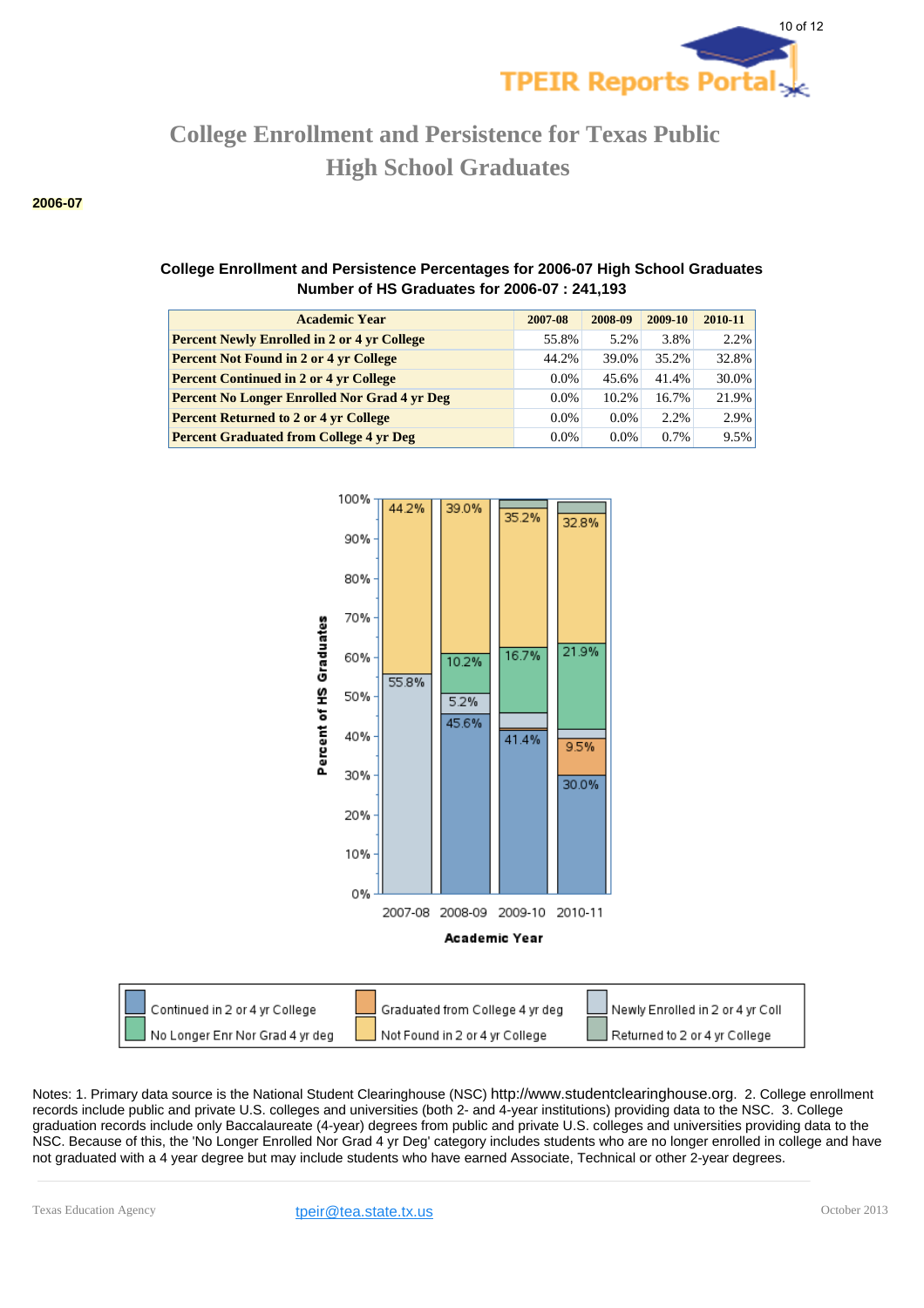# College Enrollment and Persistence for Texas Public High School Graduates

**2006-07**

**College Enrollment and Persistence Percentages for 2006-07 High School Graduates**
**Number of HS Graduates for 2006-07 : 241,193**

| Academic Year | 2007-08 | 2008-09 | 2009-10 | 2010-11 |
|---|---|---|---|---|
| **Percent Newly Enrolled in 2 or 4 yr College** | 55.8% | 5.2% | 3.8% | 2.2% |
| **Percent Not Found in 2 or 4 yr College** | 44.2% | 39.0% | 35.2% | 32.8% |
| **Percent Continued in 2 or 4 yr College** | 0.0% | 45.6% | 41.4% | 30.0% |
| **Percent No Longer Enrolled Nor Grad 4 yr Deg** | 0.0% | 10.2% | 16.7% | 21.9% |
| **Percent Returned to 2 or 4 yr College** | 0.0% | 0.0% | 2.2% | 2.9% |
| **Percent Graduated from College 4 yr Deg** | 0.0% | 0.0% | 0.7% | 9.5% |

Notes: 1. Primary data source is the National Student Clearinghouse (NSC) http://www.studentclearinghouse.org. 2. College enrollment records include public and private U.S. colleges and universities (both 2- and 4-year institutions) providing data to the NSC. 3. College graduation records include only Baccalaureate (4-year) degrees from public and private U.S. colleges and universities providing data to the NSC. Because of this, the 'No Longer Enrolled Nor Grad 4 yr Deg' category includes students who are no longer enrolled in college and have not graduated with a 4 year degree but may include students who have earned Associate, Technical or other 2-year degrees.

Texas Education Agency tpeir@tea.state.tx.us October 2013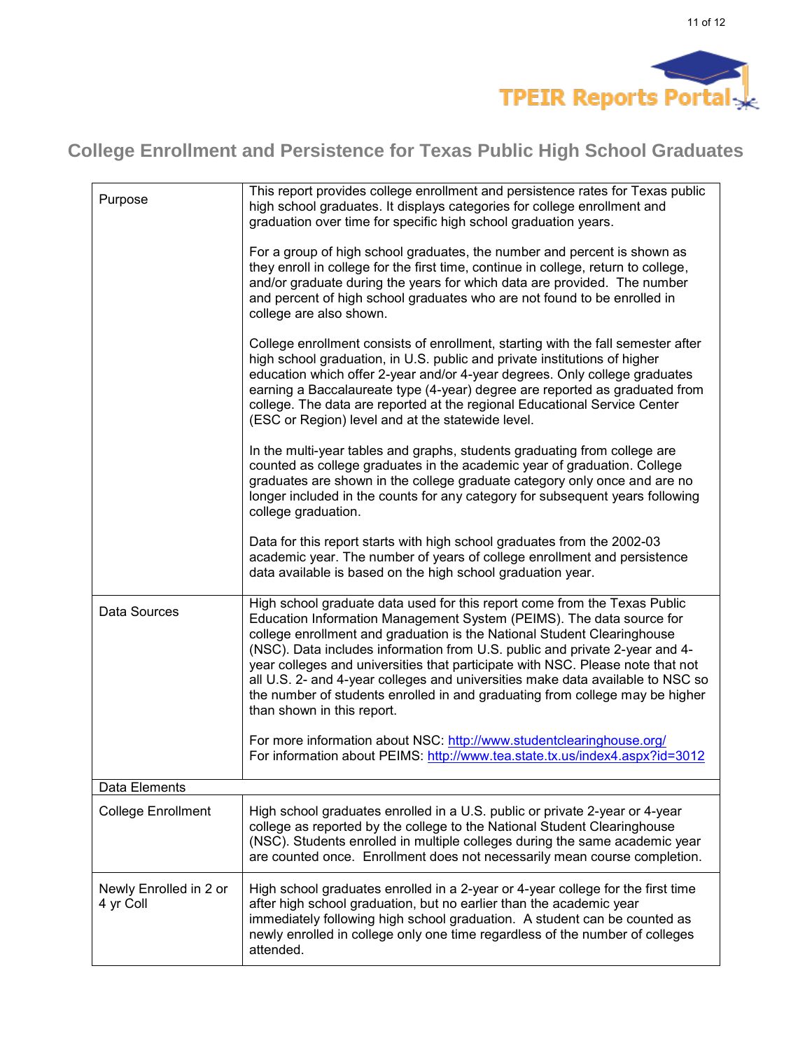# College Enrollment and Persistence for Texas Public High School Graduates

| | |
|---|---|
| Purpose | This report provides college enrollment and persistence rates for Texas public high school graduates. It displays categories for college enrollment and graduation over time for specific high school graduation years.<br><br>For a group of high school graduates, the number and percent is shown as they enroll in college for the first time, continue in college, return to college, and/or graduate during the years for which data are provided. The number and percent of high school graduates who are not found to be enrolled in college are also shown.<br><br>College enrollment consists of enrollment, starting with the fall semester after high school graduation, in U.S. public and private institutions of higher education which offer 2-year and/or 4-year degrees. Only college graduates earning a Baccalaureate type (4-year) degree are reported as graduated from college. The data are reported at the regional Educational Service Center (ESC or Region) level and at the statewide level.<br><br>In the multi-year tables and graphs, students graduating from college are counted as college graduates in the academic year of graduation. College graduates are shown in the college graduate category only once and are no longer included in the counts for any category for subsequent years following college graduation.<br><br>Data for this report starts with high school graduates from the 2002-03 academic year. The number of years of college enrollment and persistence data available is based on the high school graduation year. |
| Data Sources | High school graduate data used for this report come from the Texas Public Education Information Management System (PEIMS). The data source for college enrollment and graduation is the National Student Clearinghouse (NSC). Data includes information from U.S. public and private 2-year and 4-year colleges and universities that participate with NSC. Please note that not all U.S. 2- and 4-year colleges and universities make data available to NSC so the number of students enrolled in and graduating from college may be higher than shown in this report.<br><br>For more information about NSC: http://www.studentclearinghouse.org/<br>For information about PEIMS: http://www.tea.state.tx.us/index4.aspx?id=3012 |
| Data Elements | |
| College Enrollment | High school graduates enrolled in a U.S. public or private 2-year or 4-year college as reported by the college to the National Student Clearinghouse (NSC). Students enrolled in multiple colleges during the same academic year are counted once. Enrollment does not necessarily mean course completion. |
| Newly Enrolled in 2 or 4 yr Coll | High school graduates enrolled in a 2-year or 4-year college for the first time after high school graduation, but no earlier than the academic year immediately following high school graduation. A student can be counted as newly enrolled in college only one time regardless of the number of colleges attended. |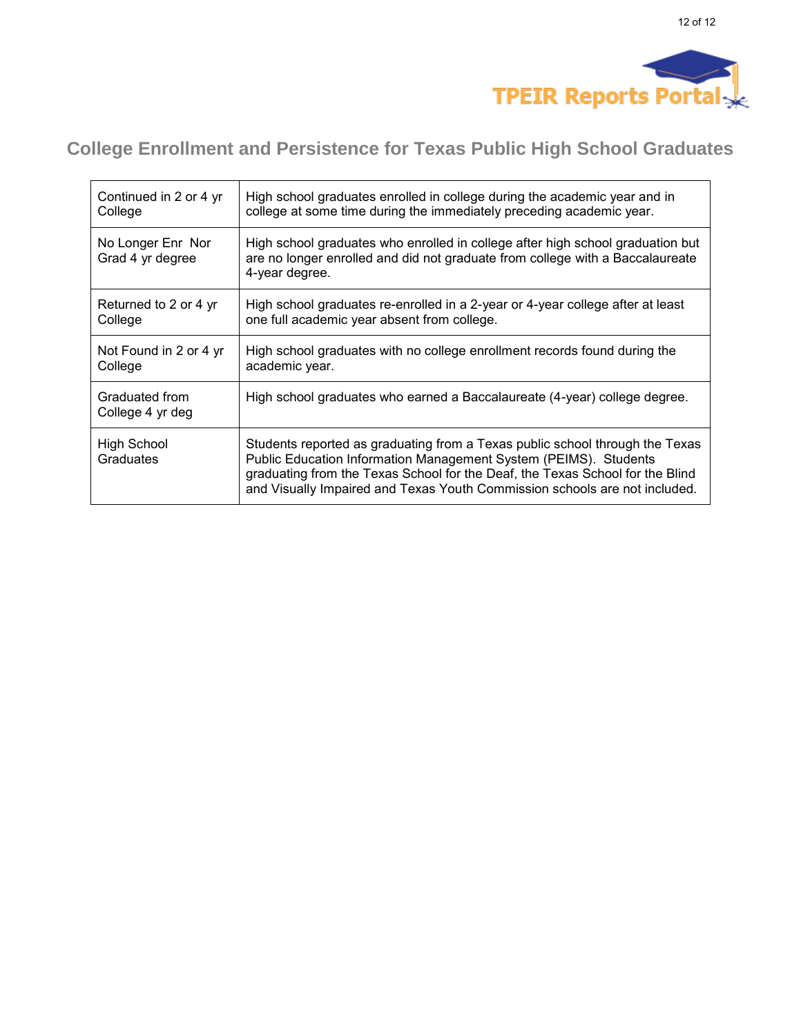## College Enrollment and Persistence for Texas Public High School Graduates

| | |
|---|---|
| Continued in 2 or 4 yr College | High school graduates enrolled in college during the academic year and in college at some time during the immediately preceding academic year. |
| No Longer Enr Nor Grad 4 yr degree | High school graduates who enrolled in college after high school graduation but are no longer enrolled and did not graduate from college with a Baccalaureate 4-year degree. |
| Returned to 2 or 4 yr College | High school graduates re-enrolled in a 2-year or 4-year college after at least one full academic year absent from college. |
| Not Found in 2 or 4 yr College | High school graduates with no college enrollment records found during the academic year. |
| Graduated from College 4 yr deg | High school graduates who earned a Baccalaureate (4-year) college degree. |
| High School Graduates | Students reported as graduating from a Texas public school through the Texas Public Education Information Management System (PEIMS). Students graduating from the Texas School for the Deaf, the Texas School for the Blind and Visually Impaired and Texas Youth Commission schools are not included. |